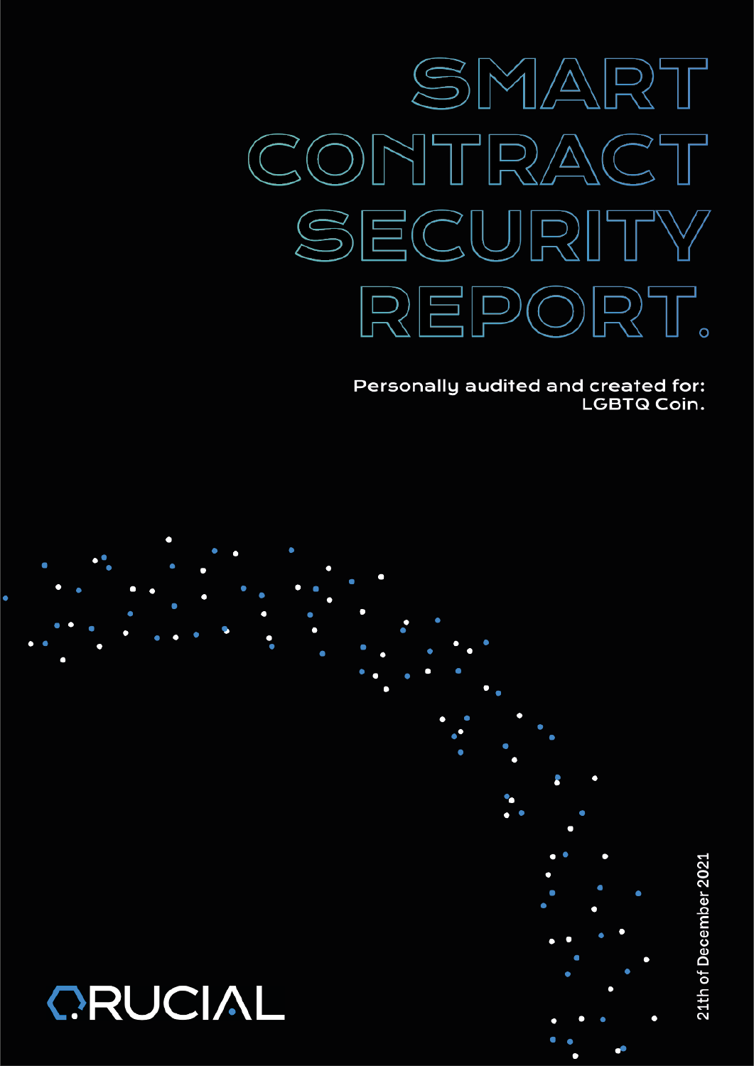# SMART CONTRACT SECURITY REPORT.

**Personally audited and created for:**
**LGBTQ Coin.**

21th of December 2021

CRUCIAL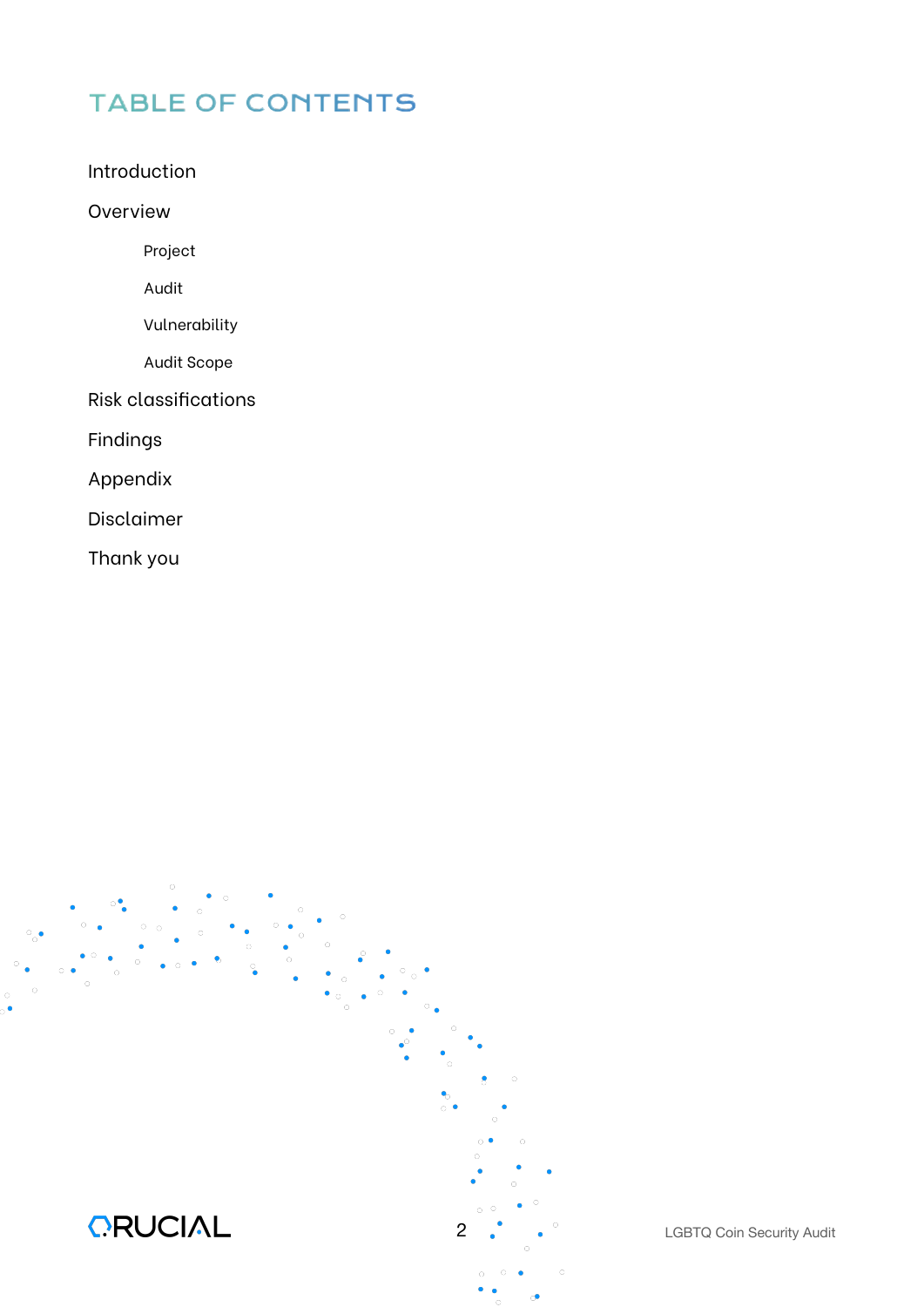# TABLE OF CONTENTS

- Introduction
- Overview
  - Project
  - Audit
  - Vulnerability
  - Audit Scope
- Risk classifications
- Findings
- Appendix
- Disclaimer
- Thank you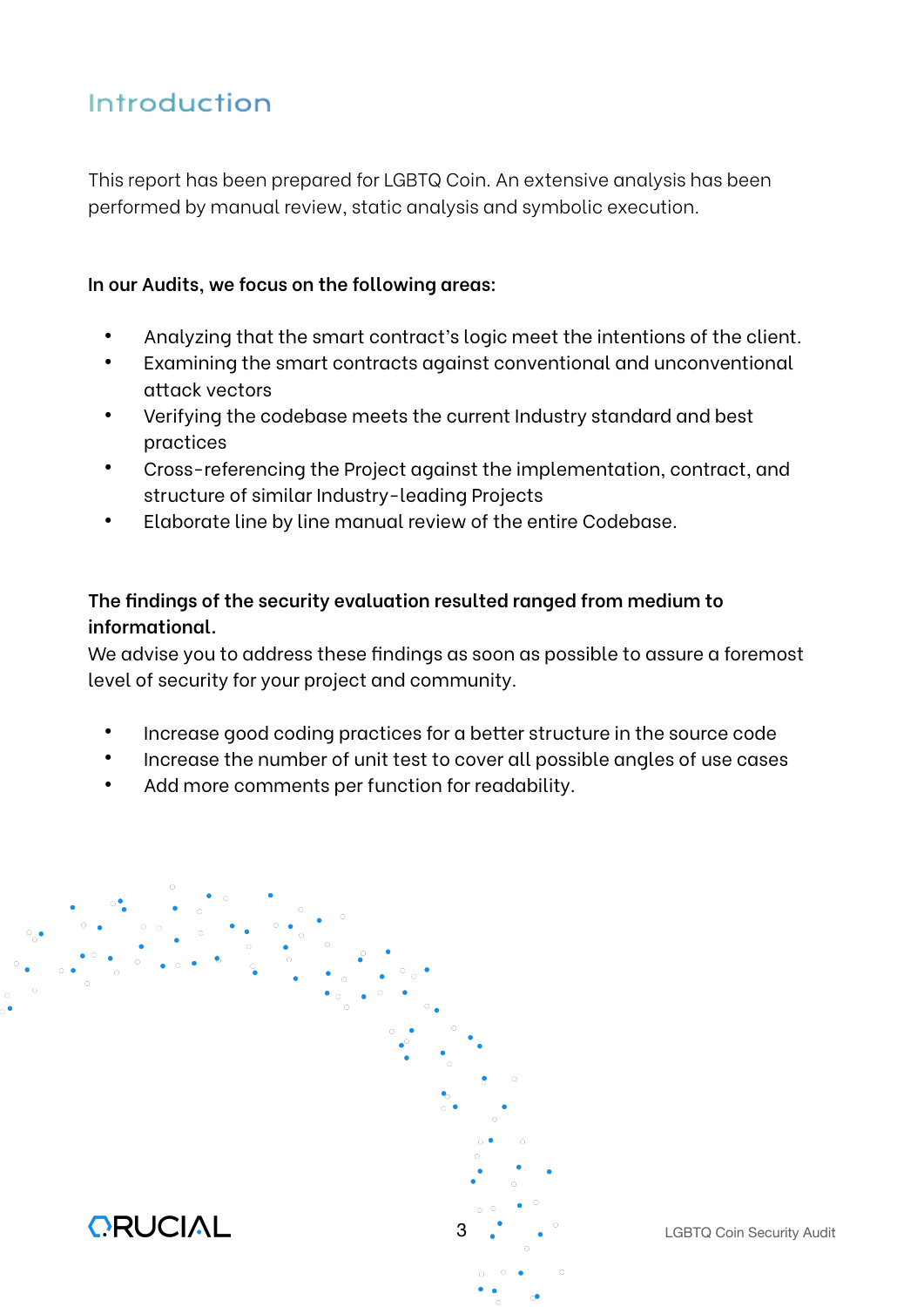# Introduction

This report has been prepared for LGBTQ Coin. An extensive analysis has been performed by manual review, static analysis and symbolic execution.

**In our Audits, we focus on the following areas:**

- Analyzing that the smart contract's logic meet the intentions of the client.
- Examining the smart contracts against conventional and unconventional attack vectors
- Verifying the codebase meets the current Industry standard and best practices
- Cross-referencing the Project against the implementation, contract, and structure of similar Industry-leading Projects
- Elaborate line by line manual review of the entire Codebase.

**The findings of the security evaluation resulted ranged from medium to informational.**
We advise you to address these findings as soon as possible to assure a foremost level of security for your project and community.

- Increase good coding practices for a better structure in the source code
- Increase the number of unit test to cover all possible angles of use cases
- Add more comments per function for readability.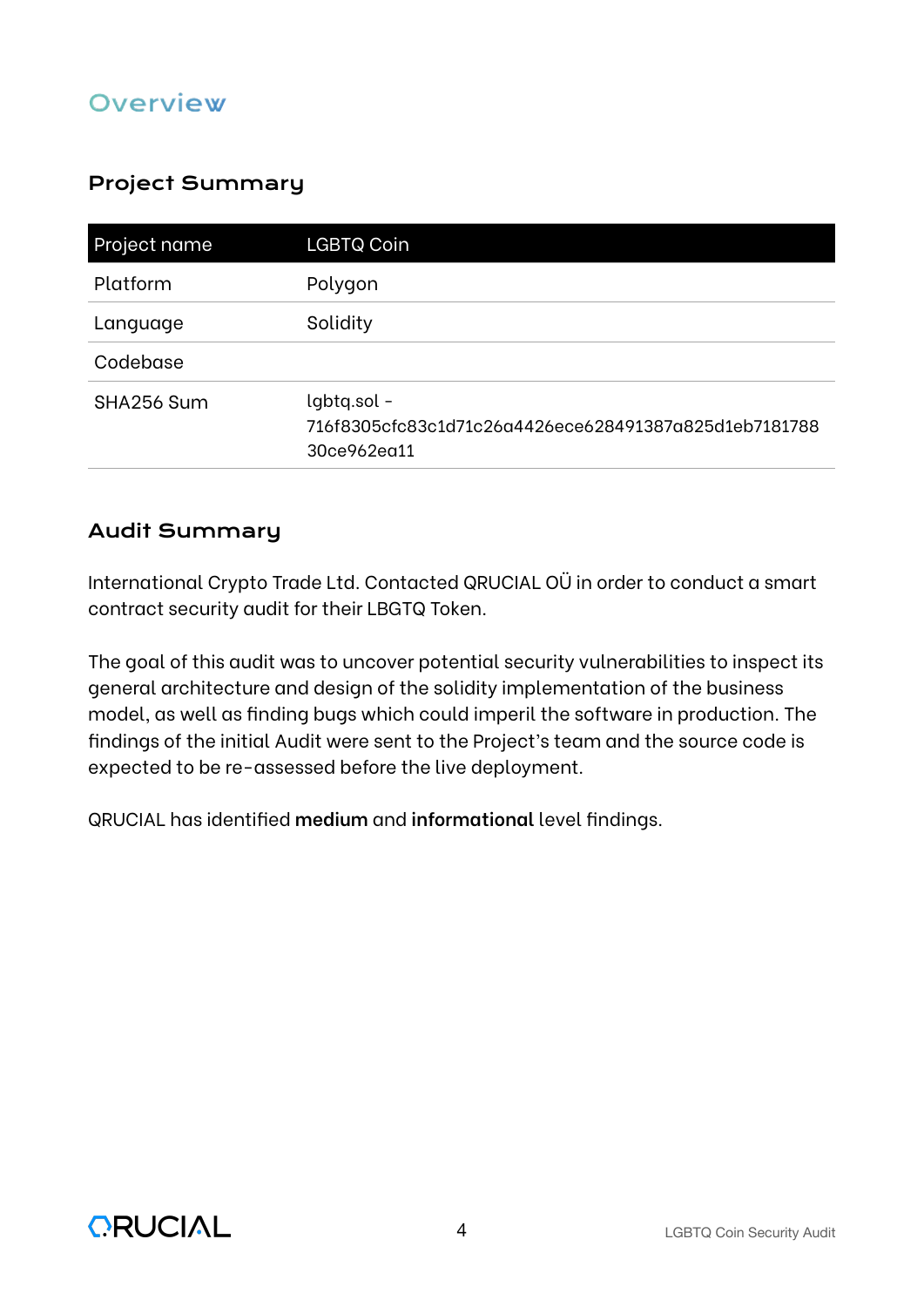# Overview

## Project Summary

| Project name | LGBTQ Coin |
|---|---|
| Platform | Polygon |
| Language | Solidity |
| Codebase | |
| SHA256 Sum | lgbtq.sol - 716f8305cfc83c1d71c26a4426ece628491387a825d1eb718178830ce962ea11 |

## Audit Summary

International Crypto Trade Ltd. Contacted QRUCIAL OÜ in order to conduct a smart contract security audit for their LBGTQ Token.

The goal of this audit was to uncover potential security vulnerabilities to inspect its general architecture and design of the solidity implementation of the business model, as well as finding bugs which could imperil the software in production. The findings of the initial Audit were sent to the Project's team and the source code is expected to be re-assessed before the live deployment.

QRUCIAL has identified **medium** and **informational** level findings.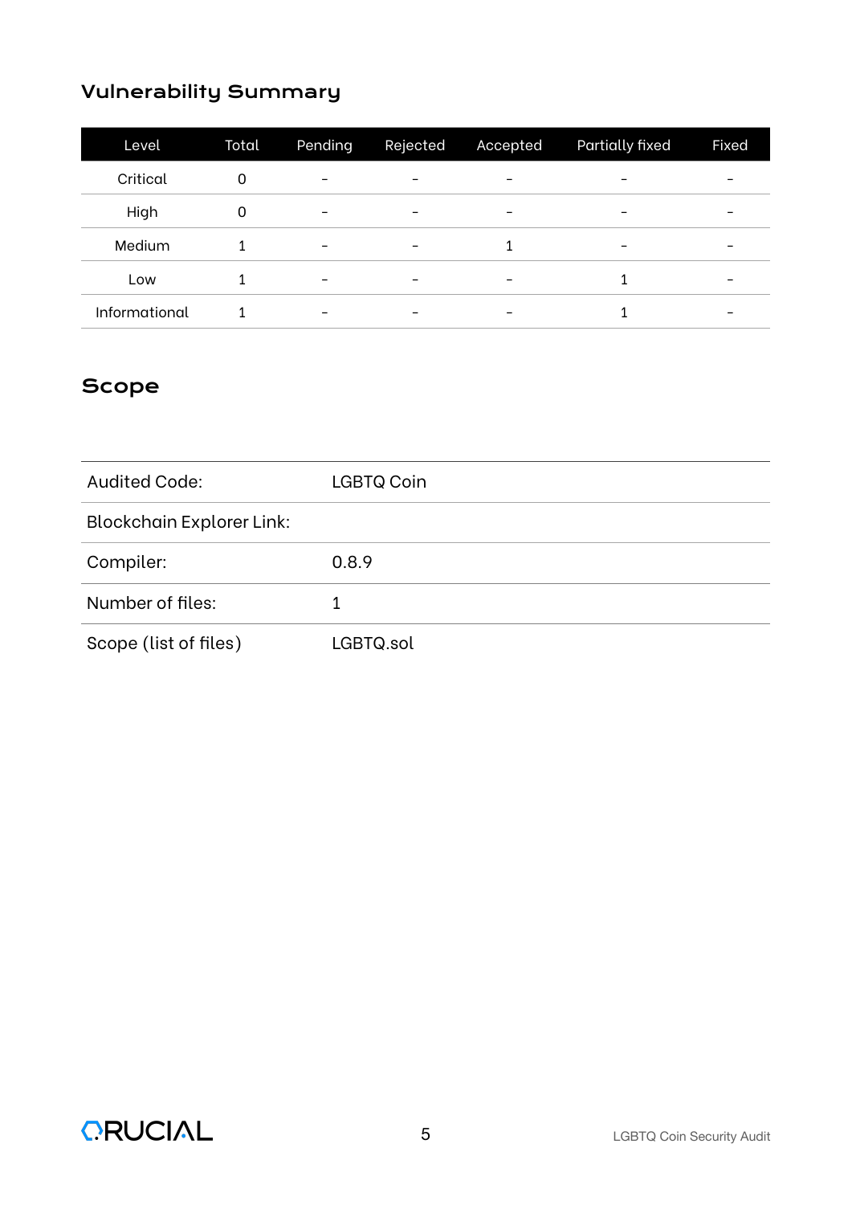## Vulnerability Summary

| Level | Total | Pending | Rejected | Accepted | Partially fixed | Fixed |
|---|---|---|---|---|---|---|
| Critical | 0 | - | - | - | - | - |
| High | 0 | - | - | - | - | - |
| Medium | 1 | - | - | 1 | - | - |
| Low | 1 | - | - | - | 1 | - |
| Informational | 1 | - | - | - | 1 | - |

## Scope

| | |
|---|---|
| Audited Code: | LGBTQ Coin |
| Blockchain Explorer Link: | |
| Compiler: | 0.8.9 |
| Number of files: | 1 |
| Scope (list of files) | LGBTQ.sol |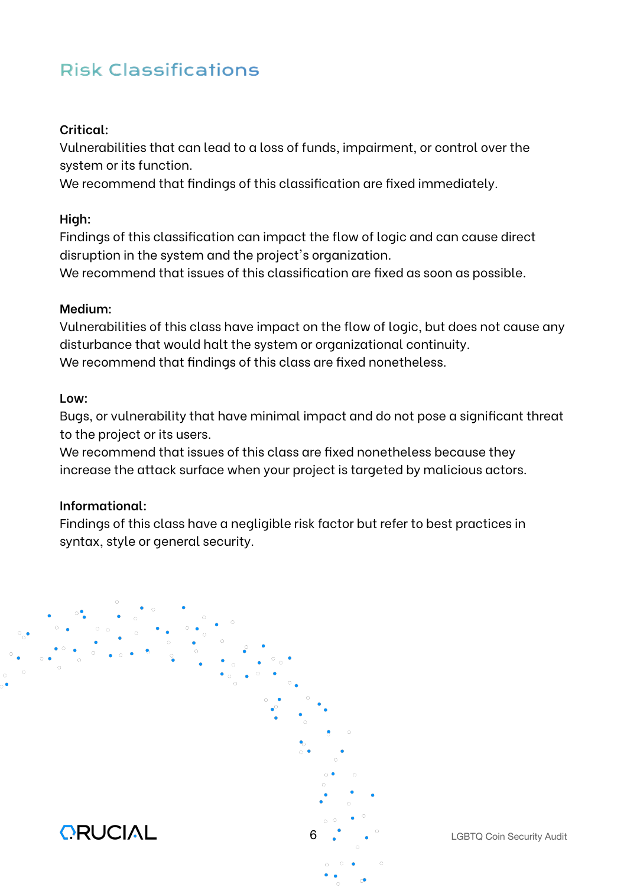## Risk Classifications

**Critical:**
Vulnerabilities that can lead to a loss of funds, impairment, or control over the system or its function.
We recommend that findings of this classification are fixed immediately.

**High:**
Findings of this classification can impact the flow of logic and can cause direct disruption in the system and the project's organization.
We recommend that issues of this classification are fixed as soon as possible.

**Medium:**
Vulnerabilities of this class have impact on the flow of logic, but does not cause any disturbance that would halt the system or organizational continuity.
We recommend that findings of this class are fixed nonetheless.

**Low:**
Bugs, or vulnerability that have minimal impact and do not pose a significant threat to the project or its users.
We recommend that issues of this class are fixed nonetheless because they increase the attack surface when your project is targeted by malicious actors.

**Informational:**
Findings of this class have a negligible risk factor but refer to best practices in syntax, style or general security.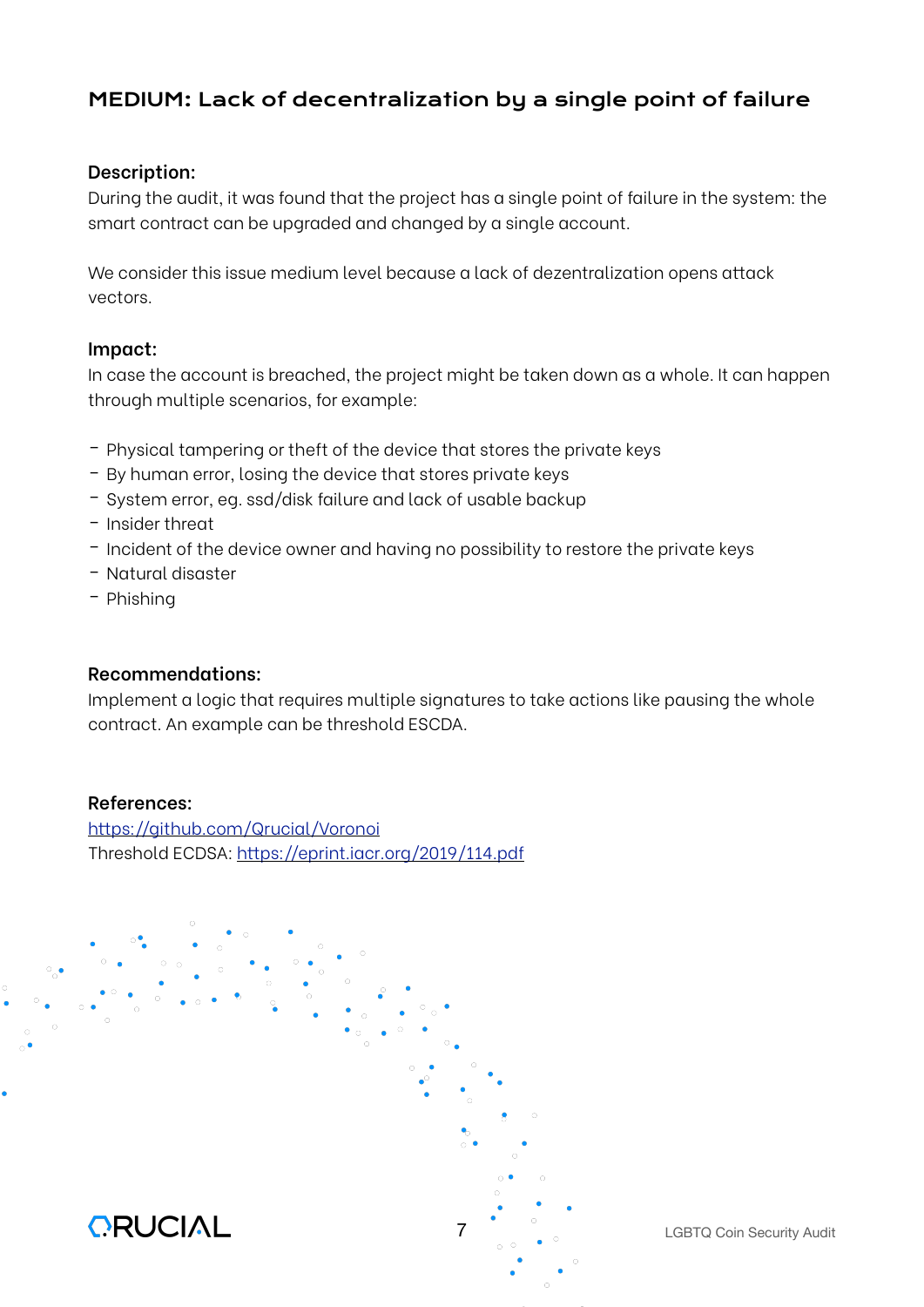## MEDIUM: Lack of decentralization by a single point of failure

**Description:**
During the audit, it was found that the project has a single point of failure in the system: the smart contract can be upgraded and changed by a single account.

We consider this issue medium level because a lack of dezentralization opens attack vectors.

**Impact:**
In case the account is breached, the project might be taken down as a whole. It can happen through multiple scenarios, for example:

- Physical tampering or theft of the device that stores the private keys
- By human error, losing the device that stores private keys
- System error, eg. ssd/disk failure and lack of usable backup
- Insider threat
- Incident of the device owner and having no possibility to restore the private keys
- Natural disaster
- Phishing

**Recommendations:**
Implement a logic that requires multiple signatures to take actions like pausing the whole contract. An example can be threshold ESCDA.

**References:**
https://github.com/Qrucial/Voronoi
Threshold ECDSA: https://eprint.iacr.org/2019/114.pdf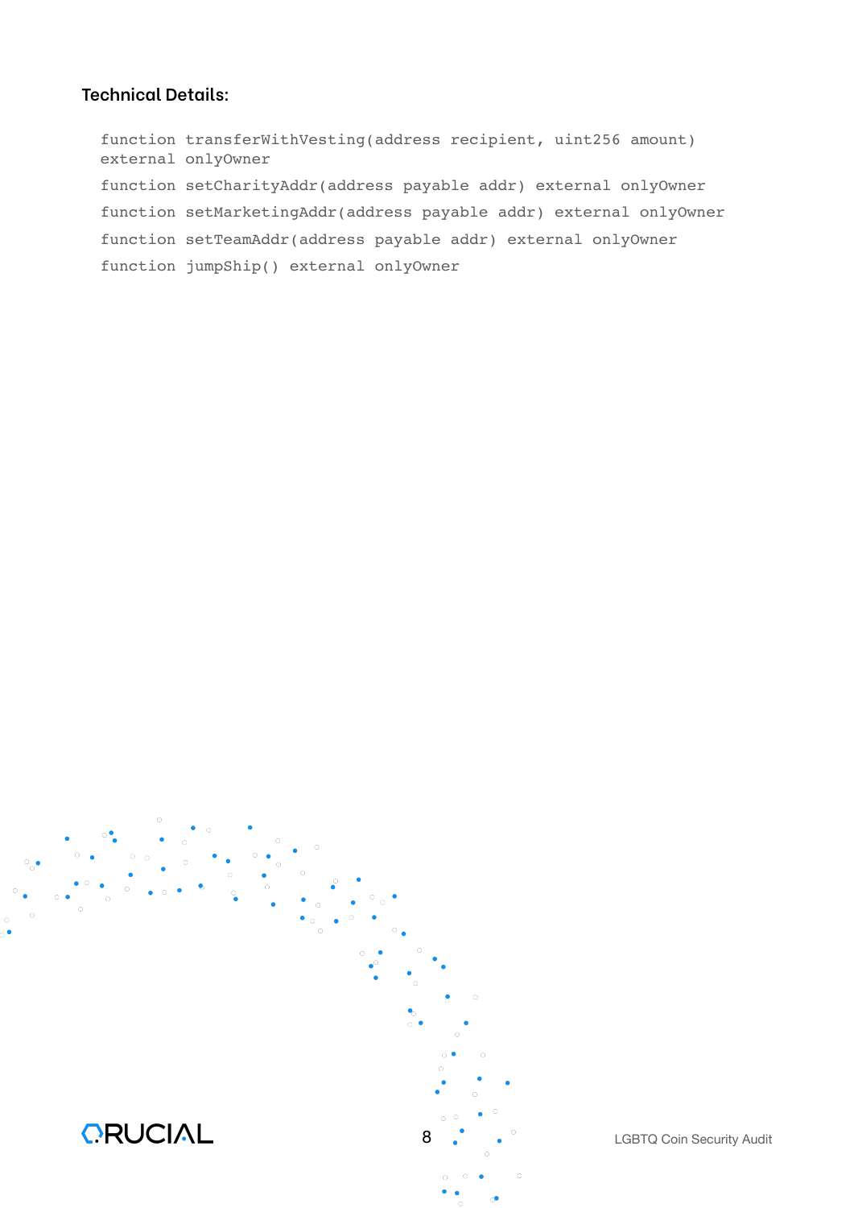**Technical Details:**

```
function transferWithVesting(address recipient, uint256 amount)
external onlyOwner
function setCharityAddr(address payable addr) external onlyOwner
function setMarketingAddr(address payable addr) external onlyOwner
function setTeamAddr(address payable addr) external onlyOwner
function jumpShip() external onlyOwner
```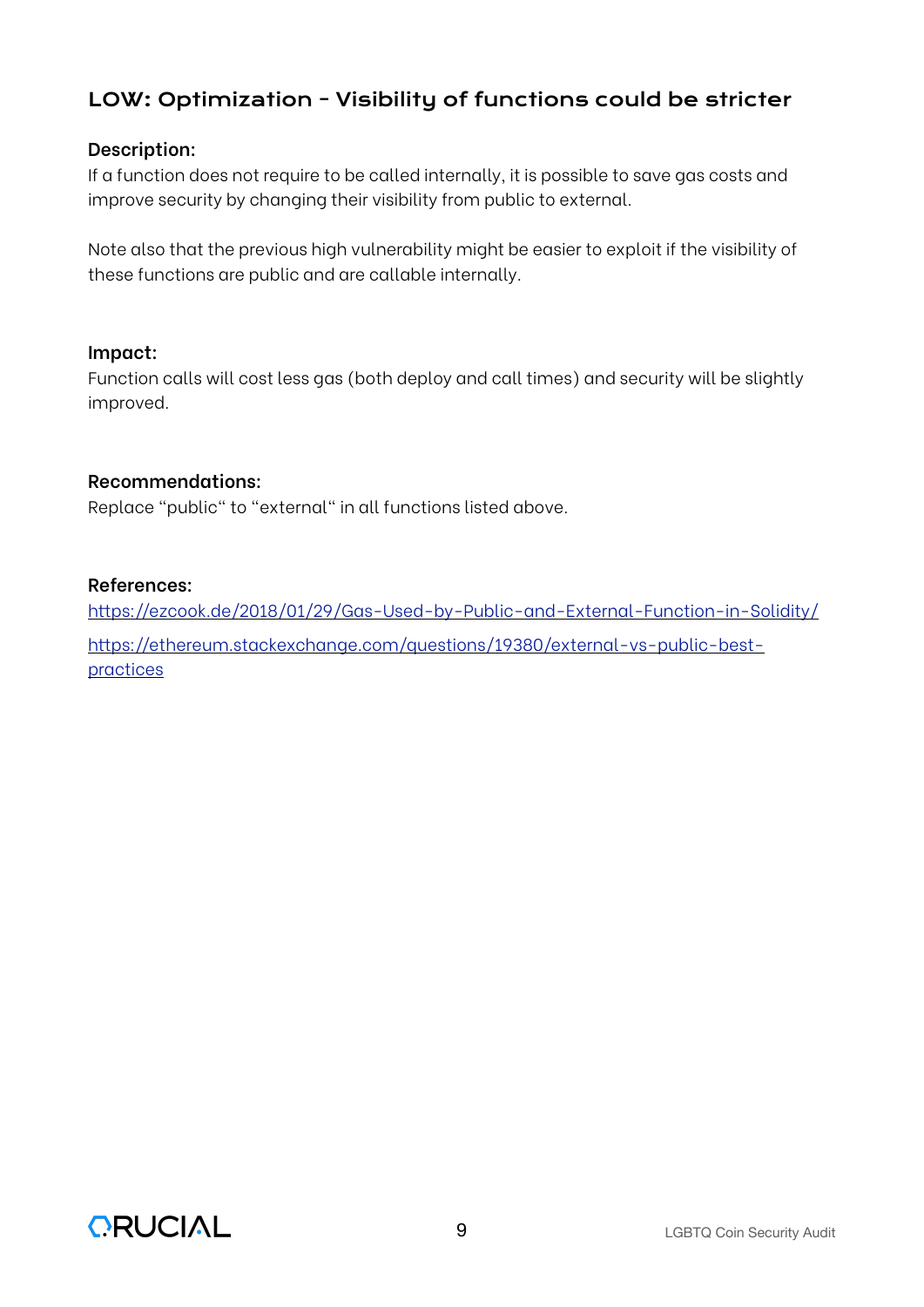## LOW: Optimization - Visibility of functions could be stricter

**Description:**

If a function does not require to be called internally, it is possible to save gas costs and improve security by changing their visibility from public to external.

Note also that the previous high vulnerability might be easier to exploit if the visibility of these functions are public and are callable internally.

**Impact:**

Function calls will cost less gas (both deploy and call times) and security will be slightly improved.

**Recommendations:**

Replace "public" to "external" in all functions listed above.

**References:**

https://ezcook.de/2018/01/29/Gas-Used-by-Public-and-External-Function-in-Solidity/

https://ethereum.stackexchange.com/questions/19380/external-vs-public-best-practices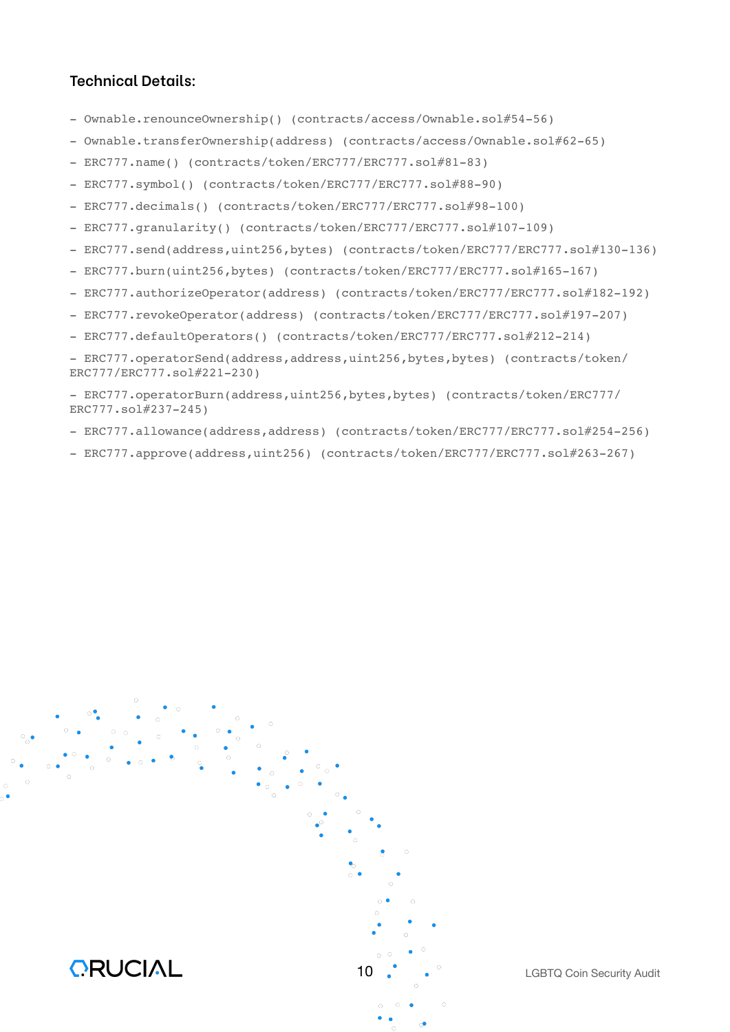### Technical Details:

- Ownable.renounceOwnership() (contracts/access/Ownable.sol#54-56)
- Ownable.transferOwnership(address) (contracts/access/Ownable.sol#62-65)
- ERC777.name() (contracts/token/ERC777/ERC777.sol#81-83)
- ERC777.symbol() (contracts/token/ERC777/ERC777.sol#88-90)
- ERC777.decimals() (contracts/token/ERC777/ERC777.sol#98-100)
- ERC777.granularity() (contracts/token/ERC777/ERC777.sol#107-109)
- ERC777.send(address,uint256,bytes) (contracts/token/ERC777/ERC777.sol#130-136)
- ERC777.burn(uint256,bytes) (contracts/token/ERC777/ERC777.sol#165-167)
- ERC777.authorizeOperator(address) (contracts/token/ERC777/ERC777.sol#182-192)
- ERC777.revokeOperator(address) (contracts/token/ERC777/ERC777.sol#197-207)
- ERC777.defaultOperators() (contracts/token/ERC777/ERC777.sol#212-214)
- ERC777.operatorSend(address,address,uint256,bytes,bytes) (contracts/token/ERC777/ERC777.sol#221-230)
- ERC777.operatorBurn(address,uint256,bytes,bytes) (contracts/token/ERC777/ERC777.sol#237-245)
- ERC777.allowance(address,address) (contracts/token/ERC777/ERC777.sol#254-256)
- ERC777.approve(address,uint256) (contracts/token/ERC777/ERC777.sol#263-267)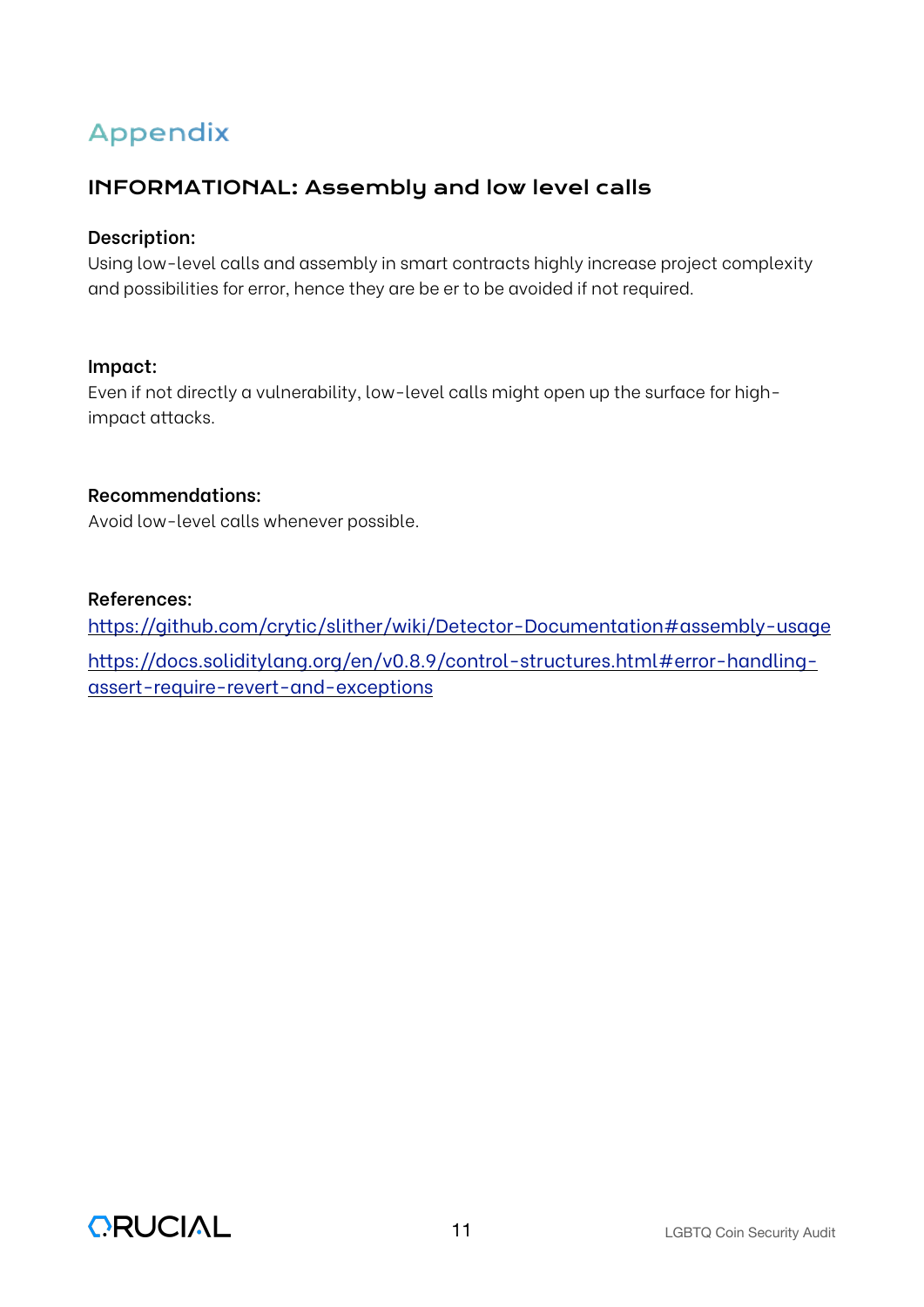# Appendix

## INFORMATIONAL: Assembly and low level calls

**Description:**
Using low-level calls and assembly in smart contracts highly increase project complexity and possibilities for error, hence they are be er to be avoided if not required.

**Impact:**
Even if not directly a vulnerability, low-level calls might open up the surface for high-impact attacks.

**Recommendations:**
Avoid low-level calls whenever possible.

**References:**
https://github.com/crytic/slither/wiki/Detector-Documentation#assembly-usage
https://docs.soliditylang.org/en/v0.8.9/control-structures.html#error-handling-assert-require-revert-and-exceptions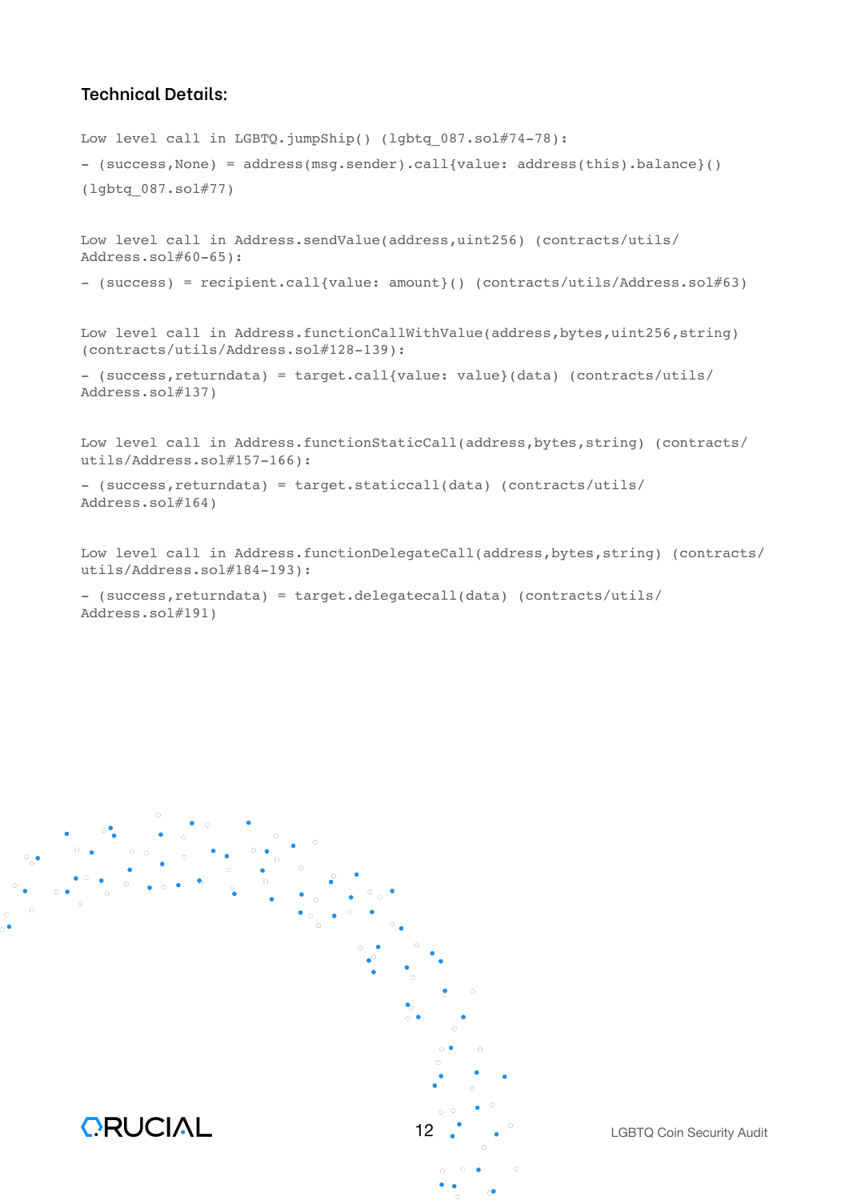### Technical Details:

```
Low level call in LGBTQ.jumpShip() (lgbtq_087.sol#74-78):
- (success,None) = address(msg.sender).call{value: address(this).balance}()
(lgbtq_087.sol#77)

Low level call in Address.sendValue(address,uint256) (contracts/utils/
Address.sol#60-65):
- (success) = recipient.call{value: amount}() (contracts/utils/Address.sol#63)

Low level call in Address.functionCallWithValue(address,bytes,uint256,string)
(contracts/utils/Address.sol#128-139):
- (success,returndata) = target.call{value: value}(data) (contracts/utils/
Address.sol#137)

Low level call in Address.functionStaticCall(address,bytes,string) (contracts/
utils/Address.sol#157-166):
- (success,returndata) = target.staticcall(data) (contracts/utils/
Address.sol#164)

Low level call in Address.functionDelegateCall(address,bytes,string) (contracts/
utils/Address.sol#184-193):
- (success,returndata) = target.delegatecall(data) (contracts/utils/
Address.sol#191)
```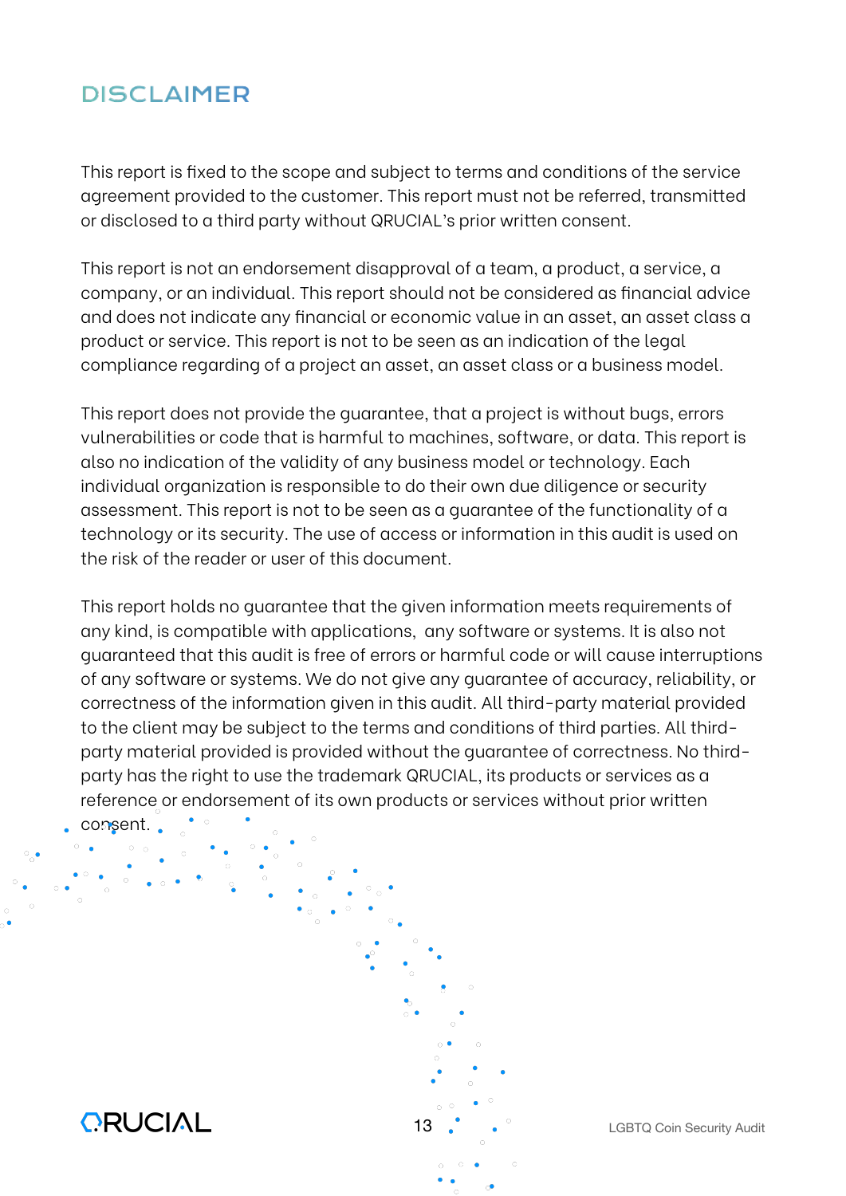# DISCLAIMER

This report is fixed to the scope and subject to terms and conditions of the service agreement provided to the customer. This report must not be referred, transmitted or disclosed to a third party without QRUCIAL's prior written consent.

This report is not an endorsement disapproval of a team, a product, a service, a company, or an individual. This report should not be considered as financial advice and does not indicate any financial or economic value in an asset, an asset class a product or service. This report is not to be seen as an indication of the legal compliance regarding of a project an asset, an asset class or a business model.

This report does not provide the guarantee, that a project is without bugs, errors vulnerabilities or code that is harmful to machines, software, or data. This report is also no indication of the validity of any business model or technology. Each individual organization is responsible to do their own due diligence or security assessment. This report is not to be seen as a guarantee of the functionality of a technology or its security. The use of access or information in this audit is used on the risk of the reader or user of this document.

This report holds no guarantee that the given information meets requirements of any kind, is compatible with applications, any software or systems. It is also not guaranteed that this audit is free of errors or harmful code or will cause interruptions of any software or systems. We do not give any guarantee of accuracy, reliability, or correctness of the information given in this audit. All third-party material provided to the client may be subject to the terms and conditions of third parties. All third-party material provided is provided without the guarantee of correctness. No third-party has the right to use the trademark QRUCIAL, its products or services as a reference or endorsement of its own products or services without prior written consent.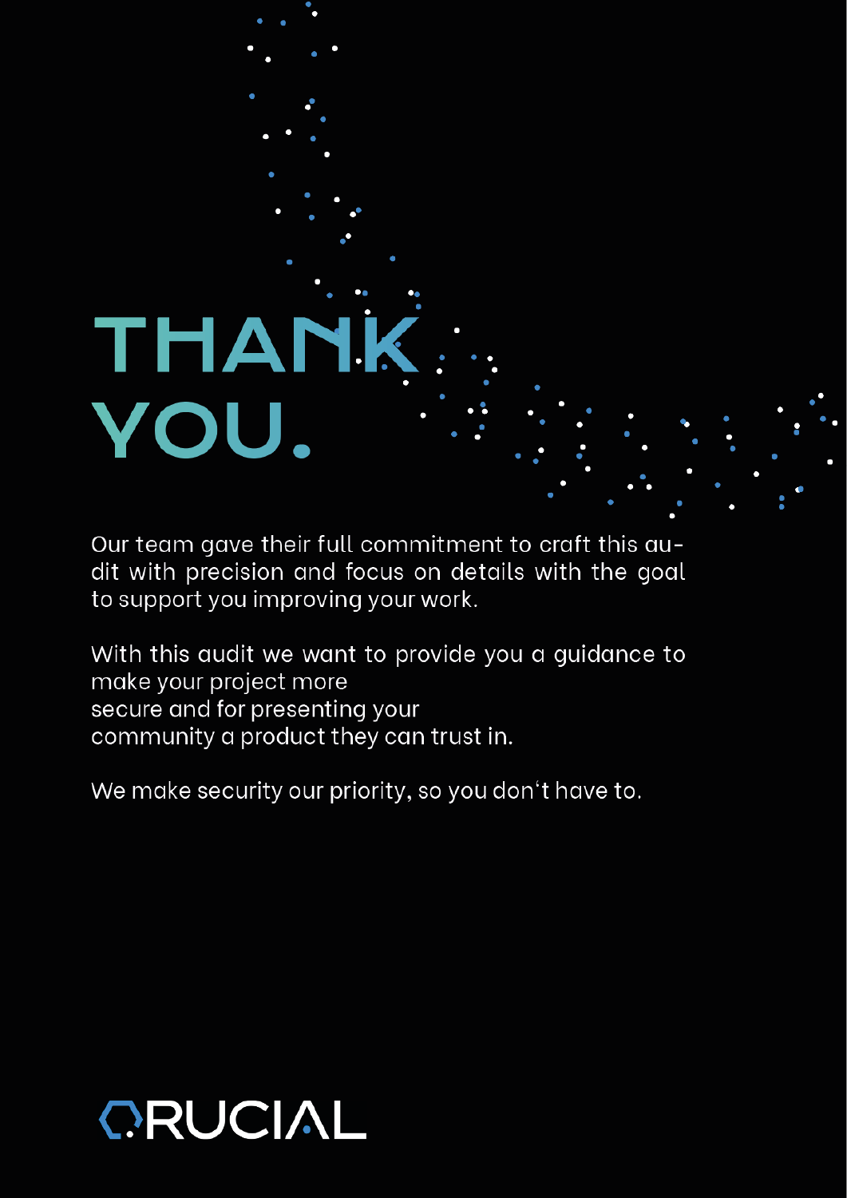# THANK YOU.

Our team gave their full commitment to craft this audit with precision and focus on details with the goal to support you improving your work.

With this audit we want to provide you a guidance to make your project more secure and for presenting your community a product they can trust in.

We make security our priority, so you don't have to.

CRUCIAL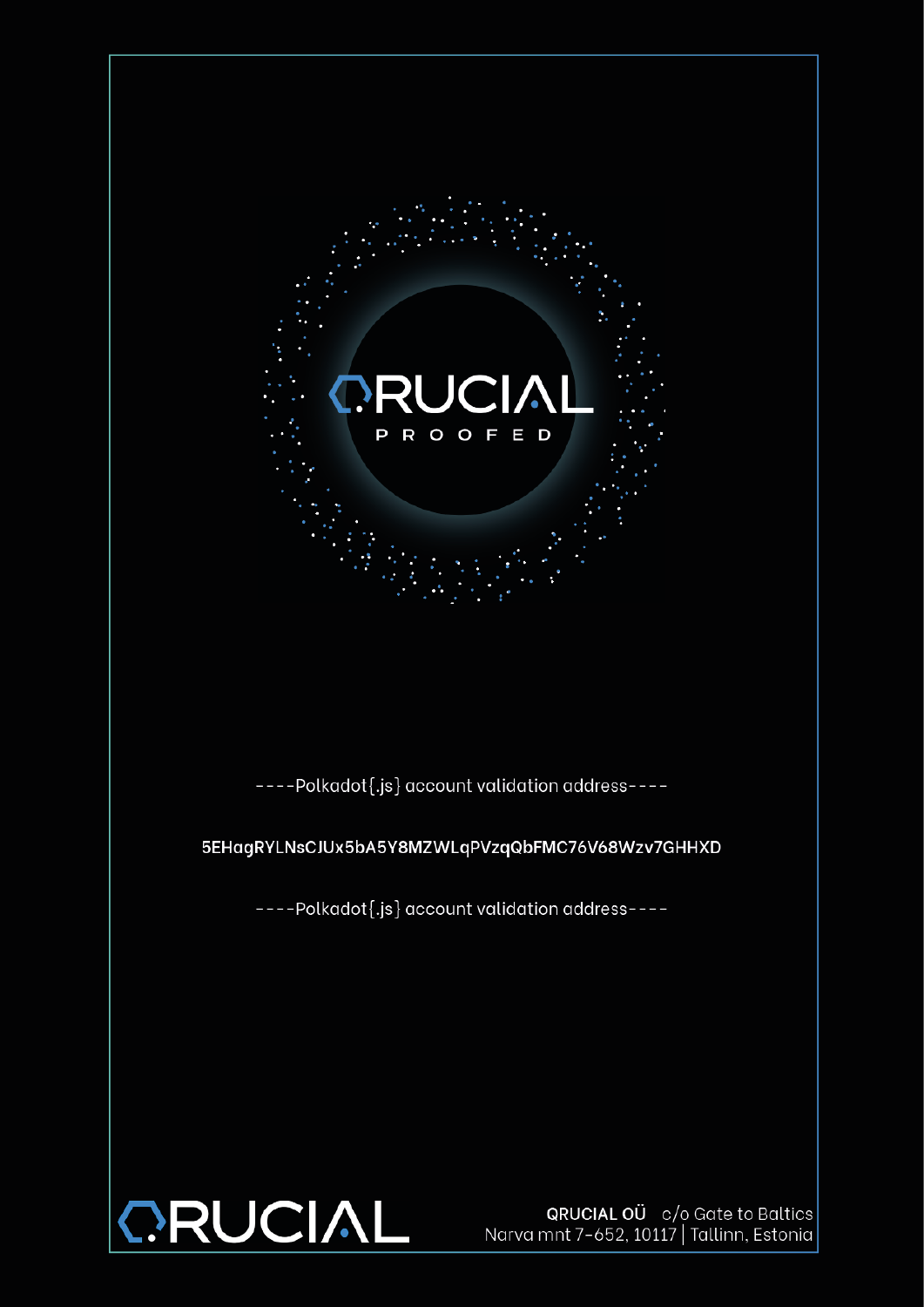QRUCIAL

PROOFED

----Polkadot{.js} account validation address----

5EHagRYLNsCJUx5bA5Y8MZWLqPVzqQbFMC76V68Wzv7GHHXD

----Polkadot{.js} account validation address----

QRUCIAL

**QRUCIAL OÜ** c/o Gate to Baltics
Narva mnt 7-652, 10117 | Tallinn, Estonia